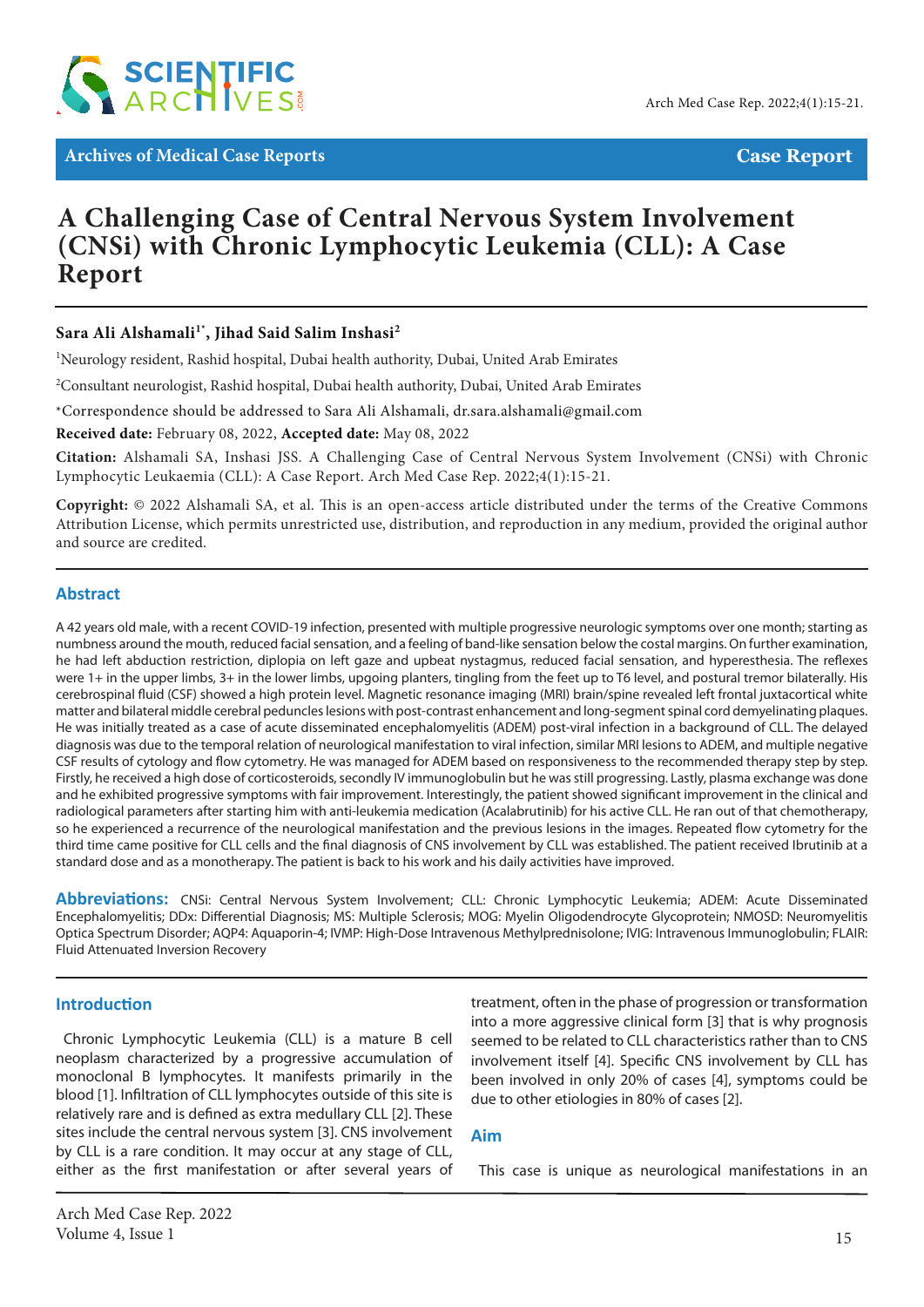Archives of Medical Case Reports

Case Report

# A Challenging Case of Central Nervous System Involvement (CNSi) with Chronic Lymphocytic Leukemia (CLL): A Case Report

**Sara Ali Alshamali[1*], Jihad Said Salim Inshasi[2]**

[1]Neurology resident, Rashid hospital, Dubai health authority, Dubai, United Arab Emirates

[2]Consultant neurologist, Rashid hospital, Dubai health authority, Dubai, United Arab Emirates

*Correspondence should be addressed to Sara Ali Alshamali, dr.sara.alshamali@gmail.com

**Received date:** February 08, 2022, **Accepted date:** May 08, 2022

**Citation:** Alshamali SA, Inshasi JSS. A Challenging Case of Central Nervous System Involvement (CNSi) with Chronic Lymphocytic Leukaemia (CLL): A Case Report. Arch Med Case Rep. 2022;4(1):15-21.

**Copyright:** © 2022 Alshamali SA, et al. This is an open-access article distributed under the terms of the Creative Commons Attribution License, which permits unrestricted use, distribution, and reproduction in any medium, provided the original author and source are credited.

## Abstract

A 42 years old male, with a recent COVID-19 infection, presented with multiple progressive neurologic symptoms over one month; starting as numbness around the mouth, reduced facial sensation, and a feeling of band-like sensation below the costal margins. On further examination, he had left abduction restriction, diplopia on left gaze and upbeat nystagmus, reduced facial sensation, and hyperesthesia. The reflexes were 1+ in the upper limbs, 3+ in the lower limbs, upgoing planters, tingling from the feet up to T6 level, and postural tremor bilaterally. His cerebrospinal fluid (CSF) showed a high protein level. Magnetic resonance imaging (MRI) brain/spine revealed left frontal juxtacortical white matter and bilateral middle cerebral peduncles lesions with post-contrast enhancement and long-segment spinal cord demyelinating plaques. He was initially treated as a case of acute disseminated encephalomyelitis (ADEM) post-viral infection in a background of CLL. The delayed diagnosis was due to the temporal relation of neurological manifestation to viral infection, similar MRI lesions to ADEM, and multiple negative CSF results of cytology and flow cytometry. He was managed for ADEM based on responsiveness to the recommended therapy step by step. Firstly, he received a high dose of corticosteroids, secondly IV immunoglobulin but he was still progressing. Lastly, plasma exchange was done and he exhibited progressive symptoms with fair improvement. Interestingly, the patient showed significant improvement in the clinical and radiological parameters after starting him with anti-leukemia medication (Acalabrutinib) for his active CLL. He ran out of that chemotherapy, so he experienced a recurrence of the neurological manifestation and the previous lesions in the images. Repeated flow cytometry for the third time came positive for CLL cells and the final diagnosis of CNS involvement by CLL was established. The patient received Ibrutinib at a standard dose and as a monotherapy. The patient is back to his work and his daily activities have improved.

**Abbreviations:** CNSi: Central Nervous System Involvement; CLL: Chronic Lymphocytic Leukemia; ADEM: Acute Disseminated Encephalomyelitis; DDx: Differential Diagnosis; MS: Multiple Sclerosis; MOG: Myelin Oligodendrocyte Glycoprotein; NMOSD: Neuromyelitis Optica Spectrum Disorder; AQP4: Aquaporin-4; IVMP: High-Dose Intravenous Methylprednisolone; IVIG: Intravenous Immunoglobulin; FLAIR: Fluid Attenuated Inversion Recovery

## Introduction

Chronic Lymphocytic Leukemia (CLL) is a mature B cell neoplasm characterized by a progressive accumulation of monoclonal B lymphocytes. It manifests primarily in the blood [1]. Infiltration of CLL lymphocytes outside of this site is relatively rare and is defined as extra medullary CLL [2]. These sites include the central nervous system [3]. CNS involvement by CLL is a rare condition. It may occur at any stage of CLL, either as the first manifestation or after several years of treatment, often in the phase of progression or transformation into a more aggressive clinical form [3] that is why prognosis seemed to be related to CLL characteristics rather than to CNS involvement itself [4]. Specific CNS involvement by CLL has been involved in only 20% of cases [4], symptoms could be due to other etiologies in 80% of cases [2].

## Aim

This case is unique as neurological manifestations in an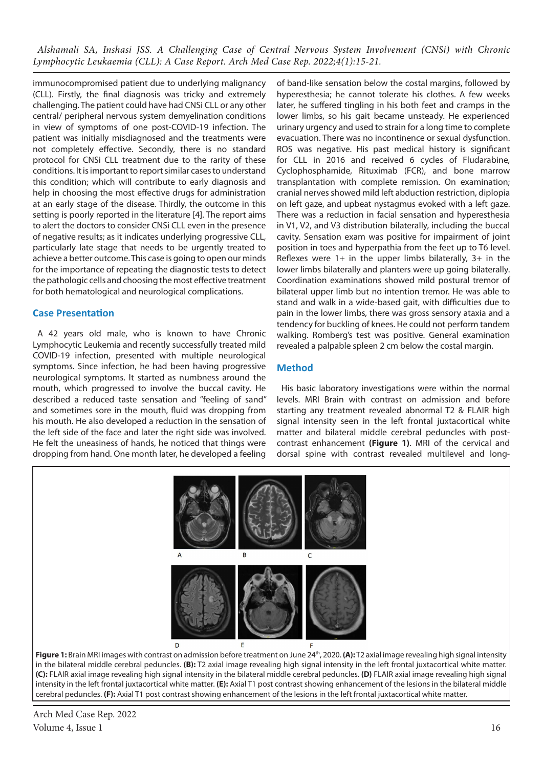immunocompromised patient due to underlying malignancy (CLL). Firstly, the final diagnosis was tricky and extremely challenging. The patient could have had CNSi CLL or any other central/ peripheral nervous system demyelination conditions in view of symptoms of one post-COVID-19 infection. The patient was initially misdiagnosed and the treatments were not completely effective. Secondly, there is no standard protocol for CNSi CLL treatment due to the rarity of these conditions. It is important to report similar cases to understand this condition; which will contribute to early diagnosis and help in choosing the most effective drugs for administration at an early stage of the disease. Thirdly, the outcome in this setting is poorly reported in the literature [4]. The report aims to alert the doctors to consider CNSi CLL even in the presence of negative results; as it indicates underlying progressive CLL, particularly late stage that needs to be urgently treated to achieve a better outcome. This case is going to open our minds for the importance of repeating the diagnostic tests to detect the pathologic cells and choosing the most effective treatment for both hematological and neurological complications.

## Case Presentation

A 42 years old male, who is known to have Chronic Lymphocytic Leukemia and recently successfully treated mild COVID-19 infection, presented with multiple neurological symptoms. Since infection, he had been having progressive neurological symptoms. It started as numbness around the mouth, which progressed to involve the buccal cavity. He described a reduced taste sensation and "feeling of sand" and sometimes sore in the mouth, fluid was dropping from his mouth. He also developed a reduction in the sensation of the left side of the face and later the right side was involved. He felt the uneasiness of hands, he noticed that things were dropping from hand. One month later, he developed a feeling of band-like sensation below the costal margins, followed by hyperesthesia; he cannot tolerate his clothes. A few weeks later, he suffered tingling in his both feet and cramps in the lower limbs, so his gait became unsteady. He experienced urinary urgency and used to strain for a long time to complete evacuation. There was no incontinence or sexual dysfunction. ROS was negative. His past medical history is significant for CLL in 2016 and received 6 cycles of Fludarabine, Cyclophosphamide, Rituximab (FCR), and bone marrow transplantation with complete remission. On examination; cranial nerves showed mild left abduction restriction, diplopia on left gaze, and upbeat nystagmus evoked with a left gaze. There was a reduction in facial sensation and hyperesthesia in V1, V2, and V3 distribution bilaterally, including the buccal cavity. Sensation exam was positive for impairment of joint position in toes and hyperpathia from the feet up to T6 level. Reflexes were 1+ in the upper limbs bilaterally, 3+ in the lower limbs bilaterally and planters were up going bilaterally. Coordination examinations showed mild postural tremor of bilateral upper limb but no intention tremor. He was able to stand and walk in a wide-based gait, with difficulties due to pain in the lower limbs, there was gross sensory ataxia and a tendency for buckling of knees. He could not perform tandem walking. Romberg's test was positive. General examination revealed a palpable spleen 2 cm below the costal margin.

## Method

His basic laboratory investigations were within the normal levels. MRI Brain with contrast on admission and before starting any treatment revealed abnormal T2 & FLAIR high signal intensity seen in the left frontal juxtacortical white matter and bilateral middle cerebral peduncles with post-contrast enhancement **(Figure 1)**. MRI of the cervical and dorsal spine with contrast revealed multilevel and long-

**Figure 1:** Brain MRI images with contrast on admission before treatment on June 24th, 2020. **(A):** T2 axial image revealing high signal intensity in the bilateral middle cerebral peduncles. **(B):** T2 axial image revealing high signal intensity in the left frontal juxtacortical white matter. **(C):** FLAIR axial image revealing high signal intensity in the bilateral middle cerebral peduncles. **(D)** FLAIR axial image revealing high signal intensity in the left frontal juxtacortical white matter. **(E):** Axial T1 post contrast showing enhancement of the lesions in the bilateral middle cerebral peduncles. **(F):** Axial T1 post contrast showing enhancement of the lesions in the left frontal juxtacortical white matter.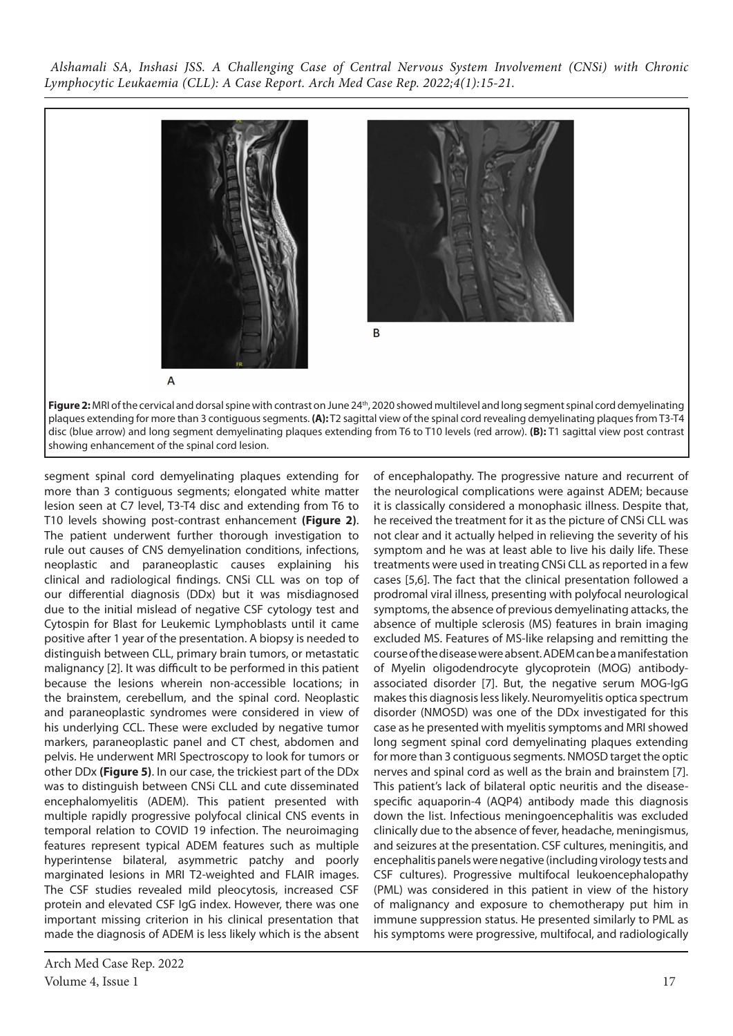**Figure 2:** MRI of the cervical and dorsal spine with contrast on June 24th, 2020 showed multilevel and long segment spinal cord demyelinating plaques extending for more than 3 contiguous segments. **(A):** T2 sagittal view of the spinal cord revealing demyelinating plaques from T3-T4 disc (blue arrow) and long segment demyelinating plaques extending from T6 to T10 levels (red arrow). **(B):** T1 sagittal view post contrast showing enhancement of the spinal cord lesion.

segment spinal cord demyelinating plaques extending for more than 3 contiguous segments; elongated white matter lesion seen at C7 level, T3-T4 disc and extending from T6 to T10 levels showing post-contrast enhancement **(Figure 2)**. The patient underwent further thorough investigation to rule out causes of CNS demyelination conditions, infections, neoplastic and paraneoplastic causes explaining his clinical and radiological findings. CNSi CLL was on top of our differential diagnosis (DDx) but it was misdiagnosed due to the initial mislead of negative CSF cytology test and Cytospin for Blast for Leukemic Lymphoblasts until it came positive after 1 year of the presentation. A biopsy is needed to distinguish between CLL, primary brain tumors, or metastatic malignancy [2]. It was difficult to be performed in this patient because the lesions wherein non-accessible locations; in the brainstem, cerebellum, and the spinal cord. Neoplastic and paraneoplastic syndromes were considered in view of his underlying CCL. These were excluded by negative tumor markers, paraneoplastic panel and CT chest, abdomen and pelvis. He underwent MRI Spectroscopy to look for tumors or other DDx **(Figure 5)**. In our case, the trickiest part of the DDx was to distinguish between CNSi CLL and cute disseminated encephalomyelitis (ADEM). This patient presented with multiple rapidly progressive polyfocal clinical CNS events in temporal relation to COVID 19 infection. The neuroimaging features represent typical ADEM features such as multiple hyperintense bilateral, asymmetric patchy and poorly marginated lesions in MRI T2-weighted and FLAIR images. The CSF studies revealed mild pleocytosis, increased CSF protein and elevated CSF IgG index. However, there was one important missing criterion in his clinical presentation that made the diagnosis of ADEM is less likely which is the absent of encephalopathy. The progressive nature and recurrent of the neurological complications were against ADEM; because it is classically considered a monophasic illness. Despite that, he received the treatment for it as the picture of CNSi CLL was not clear and it actually helped in relieving the severity of his symptom and he was at least able to live his daily life. These treatments were used in treating CNSi CLL as reported in a few cases [5,6]. The fact that the clinical presentation followed a prodromal viral illness, presenting with polyfocal neurological symptoms, the absence of previous demyelinating attacks, the absence of multiple sclerosis (MS) features in brain imaging excluded MS. Features of MS-like relapsing and remitting the course of the disease were absent. ADEM can be a manifestation of Myelin oligodendrocyte glycoprotein (MOG) antibody-associated disorder [7]. But, the negative serum MOG-IgG makes this diagnosis less likely. Neuromyelitis optica spectrum disorder (NMOSD) was one of the DDx investigated for this case as he presented with myelitis symptoms and MRI showed long segment spinal cord demyelinating plaques extending for more than 3 contiguous segments. NMOSD target the optic nerves and spinal cord as well as the brain and brainstem [7]. This patient's lack of bilateral optic neuritis and the disease-specific aquaporin-4 (AQP4) antibody made this diagnosis down the list. Infectious meningoencephalitis was excluded clinically due to the absence of fever, headache, meningismus, and seizures at the presentation. CSF cultures, meningitis, and encephalitis panels were negative (including virology tests and CSF cultures). Progressive multifocal leukoencephalopathy (PML) was considered in this patient in view of the history of malignancy and exposure to chemotherapy put him in immune suppression status. He presented similarly to PML as his symptoms were progressive, multifocal, and radiologically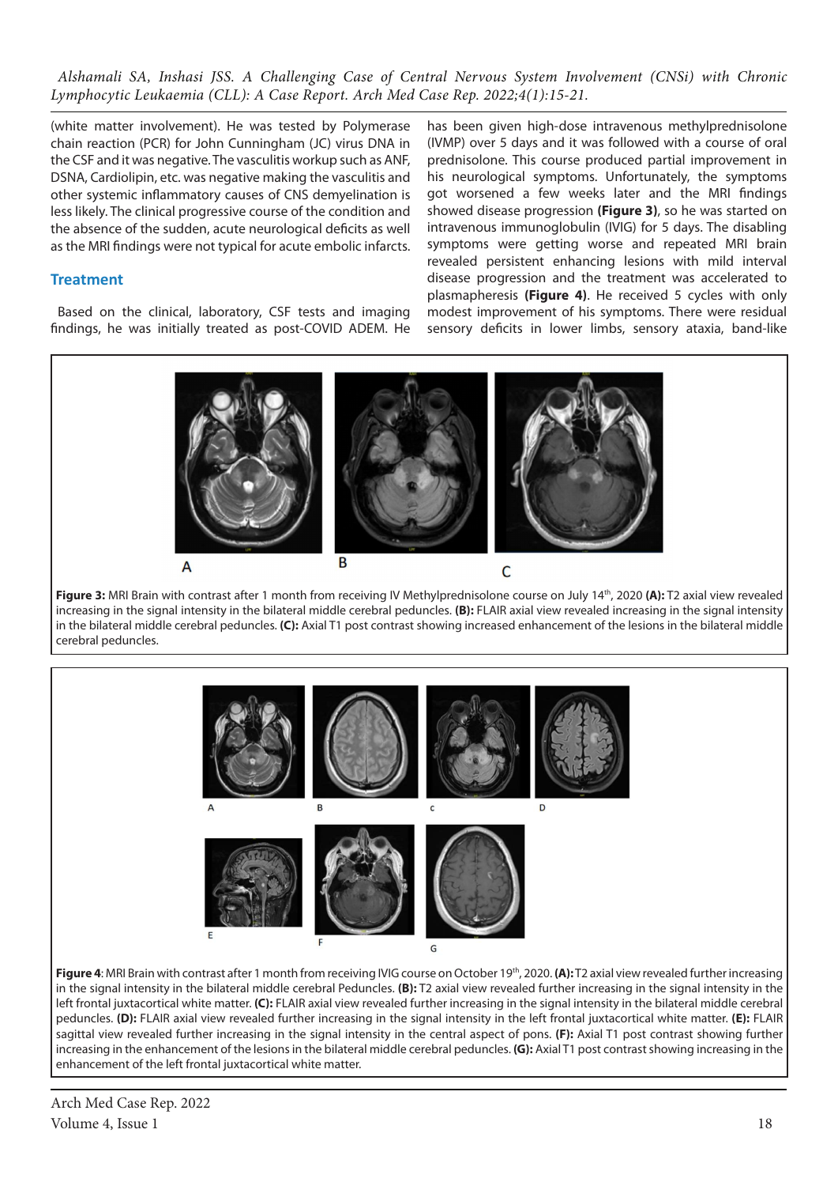(white matter involvement). He was tested by Polymerase chain reaction (PCR) for John Cunningham (JC) virus DNA in the CSF and it was negative. The vasculitis workup such as ANF, DSNA, Cardiolipin, etc. was negative making the vasculitis and other systemic inflammatory causes of CNS demyelination is less likely. The clinical progressive course of the condition and the absence of the sudden, acute neurological deficits as well as the MRI findings were not typical for acute embolic infarcts.

## Treatment

Based on the clinical, laboratory, CSF tests and imaging findings, he was initially treated as post-COVID ADEM. He has been given high-dose intravenous methylprednisolone (IVMP) over 5 days and it was followed with a course of oral prednisolone. This course produced partial improvement in his neurological symptoms. Unfortunately, the symptoms got worsened a few weeks later and the MRI findings showed disease progression **(Figure 3)**, so he was started on intravenous immunoglobulin (IVIG) for 5 days. The disabling symptoms were getting worse and repeated MRI brain revealed persistent enhancing lesions with mild interval disease progression and the treatment was accelerated to plasmapheresis **(Figure 4)**. He received 5 cycles with only modest improvement of his symptoms. There were residual sensory deficits in lower limbs, sensory ataxia, band-like

**Figure 3:** MRI Brain with contrast after 1 month from receiving IV Methylprednisolone course on July 14th, 2020 **(A):** T2 axial view revealed increasing in the signal intensity in the bilateral middle cerebral peduncles. **(B):** FLAIR axial view revealed increasing in the signal intensity in the bilateral middle cerebral peduncles. **(C):** Axial T1 post contrast showing increased enhancement of the lesions in the bilateral middle cerebral peduncles.

**Figure 4**: MRI Brain with contrast after 1 month from receiving IVIG course on October 19th, 2020. **(A):** T2 axial view revealed further increasing in the signal intensity in the bilateral middle cerebral Peduncles. **(B):** T2 axial view revealed further increasing in the signal intensity in the left frontal juxtacortical white matter. **(C):** FLAIR axial view revealed further increasing in the signal intensity in the bilateral middle cerebral peduncles. **(D):** FLAIR axial view revealed further increasing in the signal intensity in the left frontal juxtacortical white matter. **(E):** FLAIR sagittal view revealed further increasing in the signal intensity in the central aspect of pons. **(F):** Axial T1 post contrast showing further increasing in the enhancement of the lesions in the bilateral middle cerebral peduncles. **(G):** Axial T1 post contrast showing increasing in the enhancement of the left frontal juxtacortical white matter.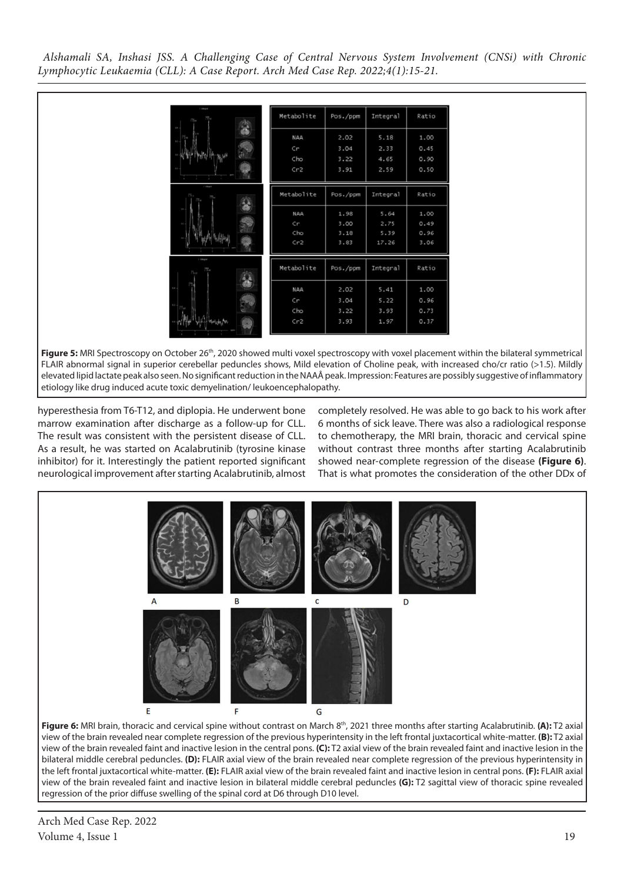| Metabolite | Pos./ppm | Integral | Ratio |
|---|---|---|---|
| NAA | 2.02 | 5.18 | 1.00 |
| Cr | 3.04 | 2.33 | 0.45 |
| Cho | 3.22 | 4.65 | 0.90 |
| Cr2 | 3.91 | 2.59 | 0.50 |

| Metabolite | Pos./ppm | Integral | Ratio |
|---|---|---|---|
| NAA | 1.98 | 5.64 | 1.00 |
| Cr | 3.00 | 2.75 | 0.49 |
| Cho | 3.18 | 5.39 | 0.96 |
| Cr2 | 3.83 | 17.26 | 3.06 |

| Metabolite | Pos./ppm | Integral | Ratio |
|---|---|---|---|
| NAA | 2.02 | 5.41 | 1.00 |
| Cr | 3.04 | 5.22 | 0.96 |
| Cho | 3.22 | 3.93 | 0.73 |
| Cr2 | 3.93 | 1.97 | 0.37 |

**Figure 5:** MRI Spectroscopy on October 26th, 2020 showed multi voxel spectroscopy with voxel placement within the bilateral symmetrical FLAIR abnormal signal in superior cerebellar peduncles shows, Mild elevation of Choline peak, with increased cho/cr ratio (>1.5). Mildly elevated lipid lactate peak also seen. No significant reduction in the NAAÂ peak. Impression: Features are possibly suggestive of inflammatory etiology like drug induced acute toxic demyelination/ leukoencephalopathy.

hyperesthesia from T6-T12, and diplopia. He underwent bone marrow examination after discharge as a follow-up for CLL. The result was consistent with the persistent disease of CLL. As a result, he was started on Acalabrutinib (tyrosine kinase inhibitor) for it. Interestingly the patient reported significant neurological improvement after starting Acalabrutinib, almost completely resolved. He was able to go back to his work after 6 months of sick leave. There was also a radiological response to chemotherapy, the MRI brain, thoracic and cervical spine without contrast three months after starting Acalabrutinib showed near-complete regression of the disease **(Figure 6)**. That is what promotes the consideration of the other DDx of

**Figure 6:** MRI brain, thoracic and cervical spine without contrast on March 8th, 2021 three months after starting Acalabrutinib. **(A):** T2 axial view of the brain revealed near complete regression of the previous hyperintensity in the left frontal juxtacortical white-matter. **(B):** T2 axial view of the brain revealed faint and inactive lesion in the central pons. **(C):** T2 axial view of the brain revealed faint and inactive lesion in the bilateral middle cerebral peduncles. **(D):** FLAIR axial view of the brain revealed near complete regression of the previous hyperintensity in the left frontal juxtacortical white-matter. **(E):** FLAIR axial view of the brain revealed faint and inactive lesion in central pons. **(F):** FLAIR axial view of the brain revealed faint and inactive lesion in bilateral middle cerebral peduncles **(G):** T2 sagittal view of thoracic spine revealed regression of the prior diffuse swelling of the spinal cord at D6 through D10 level.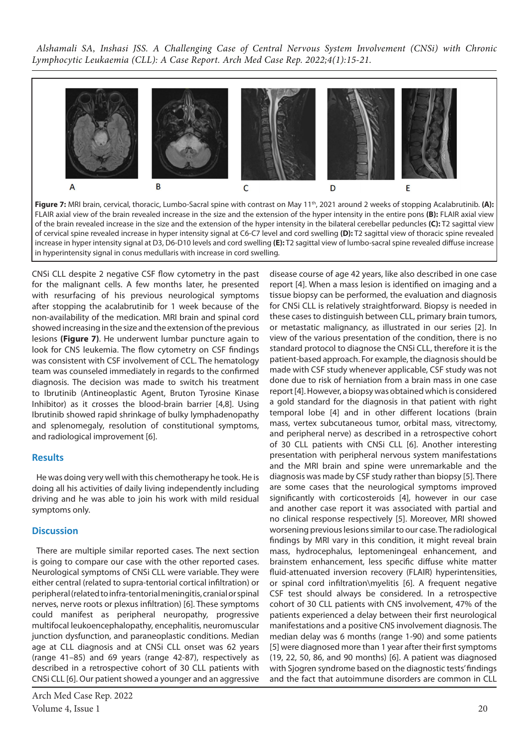**Figure 7:** MRI brain, cervical, thoracic, Lumbo-Sacral spine with contrast on May 11th, 2021 around 2 weeks of stopping Acalabrutinib. **(A):** FLAIR axial view of the brain revealed increase in the size and the extension of the hyper intensity in the entire pons **(B):** FLAIR axial view of the brain revealed increase in the size and the extension of the hyper intensity in the bilateral cerebellar peduncles **(C):** T2 sagittal view of cervical spine revealed increase in hyper intensity signal at C6-C7 level and cord swelling **(D):** T2 sagittal view of thoracic spine revealed increase in hyper intensity signal at D3, D6-D10 levels and cord swelling **(E):** T2 sagittal view of lumbo-sacral spine revealed diffuse increase in hyperintensity signal in conus medullaris with increase in cord swelling.

CNSi CLL despite 2 negative CSF flow cytometry in the past for the malignant cells. A few months later, he presented with resurfacing of his previous neurological symptoms after stopping the acalabrutinib for 1 week because of the non-availability of the medication. MRI brain and spinal cord showed increasing in the size and the extension of the previous lesions **(Figure 7)**. He underwent lumbar puncture again to look for CNS leukemia. The flow cytometry on CSF findings was consistent with CSF involvement of CCL. The hematology team was counseled immediately in regards to the confirmed diagnosis. The decision was made to switch his treatment to Ibrutinib (Antineoplastic Agent, Bruton Tyrosine Kinase Inhibitor) as it crosses the blood-brain barrier [4,8]. Using Ibrutinib showed rapid shrinkage of bulky lymphadenopathy and splenomegaly, resolution of constitutional symptoms, and radiological improvement [6].

## Results

He was doing very well with this chemotherapy he took. He is doing all his activities of daily living independently including driving and he was able to join his work with mild residual symptoms only.

## Discussion

There are multiple similar reported cases. The next section is going to compare our case with the other reported cases. Neurological symptoms of CNSi CLL were variable. They were either central (related to supra-tentorial cortical infiltration) or peripheral (related to infra-tentorial meningitis, cranial or spinal nerves, nerve roots or plexus infiltration) [6]. These symptoms could manifest as peripheral neuropathy, progressive multifocal leukoencephalopathy, encephalitis, neuromuscular junction dysfunction, and paraneoplastic conditions. Median age at CLL diagnosis and at CNSi CLL onset was 62 years (range 41–85) and 69 years (range 42-87), respectively as described in a retrospective cohort of 30 CLL patients with CNSi CLL [6]. Our patient showed a younger and an aggressive disease course of age 42 years, like also described in one case report [4]. When a mass lesion is identified on imaging and a tissue biopsy can be performed, the evaluation and diagnosis for CNSi CLL is relatively straightforward. Biopsy is needed in these cases to distinguish between CLL, primary brain tumors, or metastatic malignancy, as illustrated in our series [2]. In view of the various presentation of the condition, there is no standard protocol to diagnose the CNSi CLL, therefore it is the patient-based approach. For example, the diagnosis should be made with CSF study whenever applicable, CSF study was not done due to risk of herniation from a brain mass in one case report [4]. However, a biopsy was obtained which is considered a gold standard for the diagnosis in that patient with right temporal lobe [4] and in other different locations (brain mass, vertex subcutaneous tumor, orbital mass, vitrectomy, and peripheral nerve) as described in a retrospective cohort of 30 CLL patients with CNSi CLL [6]. Another interesting presentation with peripheral nervous system manifestations and the MRI brain and spine were unremarkable and the diagnosis was made by CSF study rather than biopsy [5]. There are some cases that the neurological symptoms improved significantly with corticosteroids [4], however in our case and another case report it was associated with partial and no clinical response respectively [5]. Moreover, MRI showed worsening previous lesions similar to our case. The radiological findings by MRI vary in this condition, it might reveal brain mass, hydrocephalus, leptomeningeal enhancement, and brainstem enhancement, less specific diffuse white matter fluid-attenuated inversion recovery (FLAIR) hyperintensities, or spinal cord infiltration\myelitis [6]. A frequent negative CSF test should always be considered. In a retrospective cohort of 30 CLL patients with CNS involvement, 47% of the patients experienced a delay between their first neurological manifestations and a positive CNS involvement diagnosis. The median delay was 6 months (range 1-90) and some patients [5] were diagnosed more than 1 year after their first symptoms (19, 22, 50, 86, and 90 months) [6]. A patient was diagnosed with Sjogren syndrome based on the diagnostic tests' findings and the fact that autoimmune disorders are common in CLL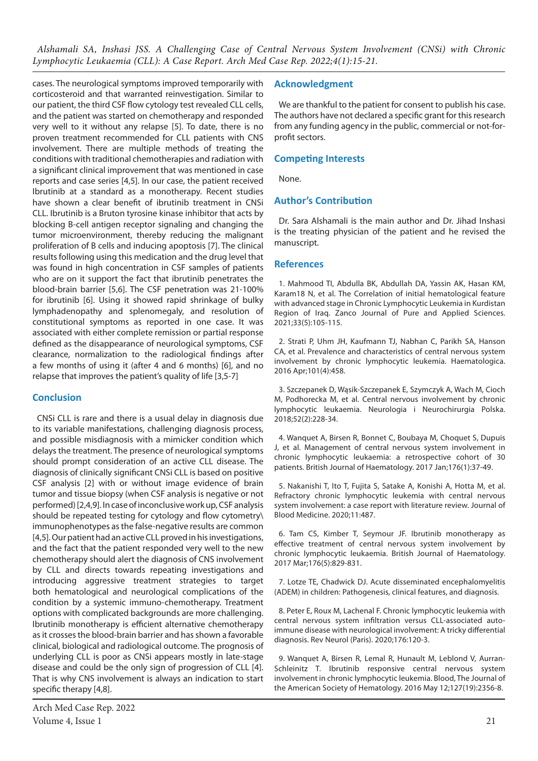cases. The neurological symptoms improved temporarily with corticosteroid and that warranted reinvestigation. Similar to our patient, the third CSF flow cytology test revealed CLL cells, and the patient was started on chemotherapy and responded very well to it without any relapse [5]. To date, there is no proven treatment recommended for CLL patients with CNS involvement. There are multiple methods of treating the conditions with traditional chemotherapies and radiation with a significant clinical improvement that was mentioned in case reports and case series [4,5]. In our case, the patient received Ibrutinib at a standard as a monotherapy. Recent studies have shown a clear benefit of ibrutinib treatment in CNSi CLL. Ibrutinib is a Bruton tyrosine kinase inhibitor that acts by blocking B-cell antigen receptor signaling and changing the tumor microenvironment, thereby reducing the malignant proliferation of B cells and inducing apoptosis [7]. The clinical results following using this medication and the drug level that was found in high concentration in CSF samples of patients who are on it support the fact that ibrutinib penetrates the blood-brain barrier [5,6]. The CSF penetration was 21-100% for ibrutinib [6]. Using it showed rapid shrinkage of bulky lymphadenopathy and splenomegaly, and resolution of constitutional symptoms as reported in one case. It was associated with either complete remission or partial response defined as the disappearance of neurological symptoms, CSF clearance, normalization to the radiological findings after a few months of using it (after 4 and 6 months) [6], and no relapse that improves the patient's quality of life [3,5-7]

## Conclusion

CNSi CLL is rare and there is a usual delay in diagnosis due to its variable manifestations, challenging diagnosis process, and possible misdiagnosis with a mimicker condition which delays the treatment. The presence of neurological symptoms should prompt consideration of an active CLL disease. The diagnosis of clinically significant CNSi CLL is based on positive CSF analysis [2] with or without image evidence of brain tumor and tissue biopsy (when CSF analysis is negative or not performed) [2,4,9]. In case of inconclusive work up, CSF analysis should be repeated testing for cytology and flow cytometry\ immunophenotypes as the false-negative results are common [4,5]. Our patient had an active CLL proved in his investigations, and the fact that the patient responded very well to the new chemotherapy should alert the diagnosis of CNS involvement by CLL and directs towards repeating investigations and introducing aggressive treatment strategies to target both hematological and neurological complications of the condition by a systemic immuno-chemotherapy. Treatment options with complicated backgrounds are more challenging. Ibrutinib monotherapy is efficient alternative chemotherapy as it crosses the blood-brain barrier and has shown a favorable clinical, biological and radiological outcome. The prognosis of underlying CLL is poor as CNSi appears mostly in late-stage disease and could be the only sign of progression of CLL [4]. That is why CNS involvement is always an indication to start specific therapy [4,8].

## Acknowledgment

We are thankful to the patient for consent to publish his case. The authors have not declared a specific grant for this research from any funding agency in the public, commercial or not-for-profit sectors.

## Competing Interests

None.

## Author's Contribution

Dr. Sara Alshamali is the main author and Dr. Jihad Inshasi is the treating physician of the patient and he revised the manuscript.

## References

1. Mahmood TI, Abdulla BK, Abdullah DA, Yassin AK, Hasan KM, Karam18 N, et al. The Correlation of initial hematological feature with advanced stage in Chronic Lymphocytic Leukemia in Kurdistan Region of Iraq. Zanco Journal of Pure and Applied Sciences. 2021;33(5):105-115.

2. Strati P, Uhm JH, Kaufmann TJ, Nabhan C, Parikh SA, Hanson CA, et al. Prevalence and characteristics of central nervous system involvement by chronic lymphocytic leukemia. Haematologica. 2016 Apr;101(4):458.

3. Szczepanek D, Wąsik-Szczepanek E, Szymczyk A, Wach M, Cioch M, Podhorecka M, et al. Central nervous involvement by chronic lymphocytic leukaemia. Neurologia i Neurochirurgia Polska. 2018;52(2):228-34.

4. Wanquet A, Birsen R, Bonnet C, Boubaya M, Choquet S, Dupuis J, et al. Management of central nervous system involvement in chronic lymphocytic leukaemia: a retrospective cohort of 30 patients. British Journal of Haematology. 2017 Jan;176(1):37-49.

5. Nakanishi T, Ito T, Fujita S, Satake A, Konishi A, Hotta M, et al. Refractory chronic lymphocytic leukemia with central nervous system involvement: a case report with literature review. Journal of Blood Medicine. 2020;11:487.

6. Tam CS, Kimber T, Seymour JF. Ibrutinib monotherapy as effective treatment of central nervous system involvement by chronic lymphocytic leukaemia. British Journal of Haematology. 2017 Mar;176(5):829-831.

7. Lotze TE, Chadwick DJ. Acute disseminated encephalomyelitis (ADEM) in children: Pathogenesis, clinical features, and diagnosis.

8. Peter E, Roux M, Lachenal F. Chronic lymphocytic leukemia with central nervous system infiltration versus CLL-associated auto-immune disease with neurological involvement: A tricky differential diagnosis. Rev Neurol (Paris). 2020;176:120-3.

9. Wanquet A, Birsen R, Lemal R, Hunault M, Leblond V, Aurran-Schleinitz T. Ibrutinib responsive central nervous system involvement in chronic lymphocytic leukemia. Blood, The Journal of the American Society of Hematology. 2016 May 12;127(19):2356-8.